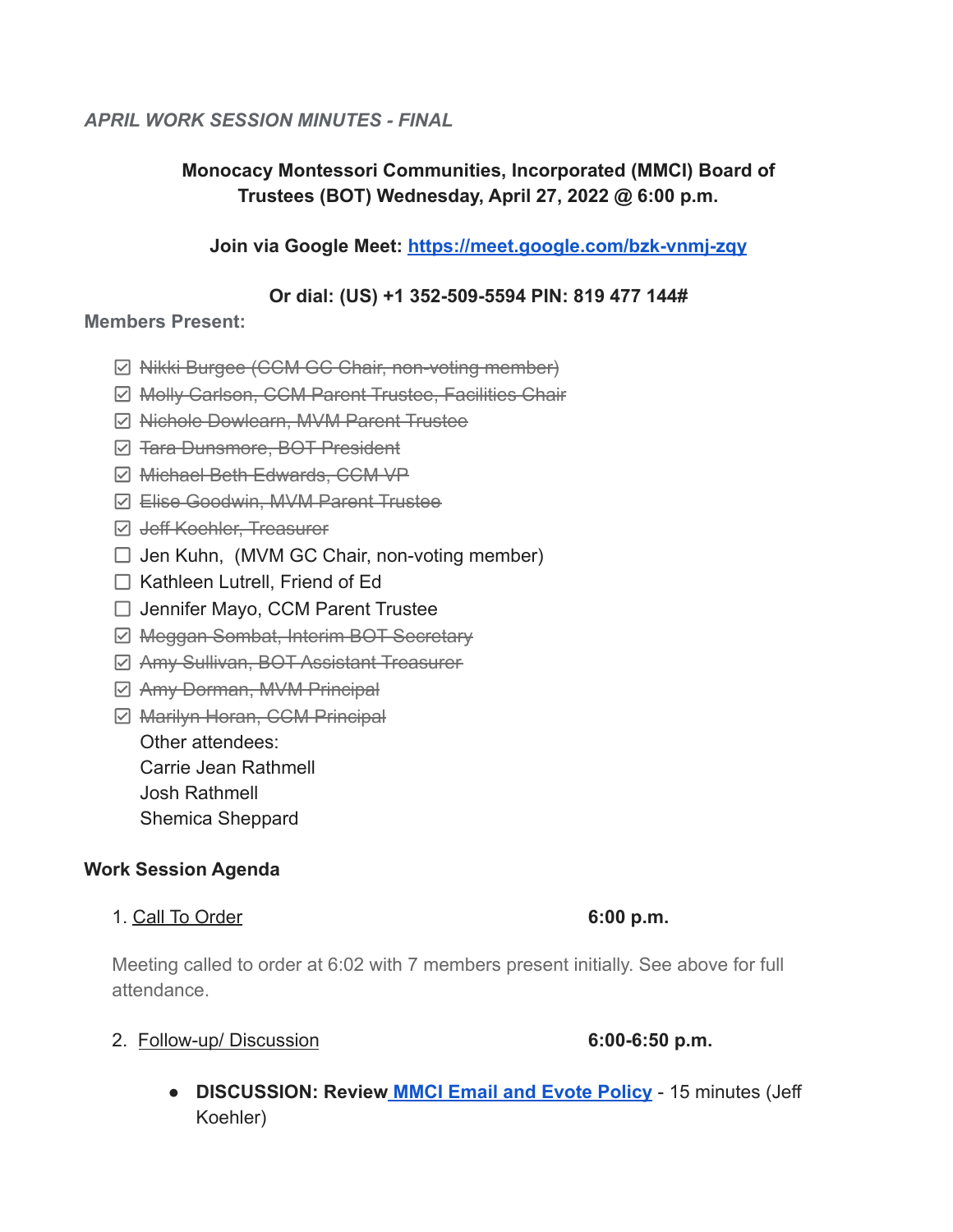*APRIL WORK SESSION MINUTES - FINAL*

**Monocacy Montessori Communities, Incorporated (MMCI) Board of Trustees (BOT) Wednesday, April 27, 2022 @ 6:00 p.m.**

**Join via Google Meet: https://meet.google.com/bzk-vnmj-zqy**

**Or dial: (US) +1 352-509-5594 PIN: 819 477 144#**

**Members Present:**

- [x] ~~Nikki Burgee (CCM GC Chair, non-voting member)~~
- [x] ~~Molly Carlson, CCM Parent Trustee, Facilities Chair~~
- [x] ~~Nichole Dowlearn, MVM Parent Trustee~~
- [x] ~~Tara Dunsmore, BOT President~~
- [x] ~~Michael Beth Edwards, CCM VP~~
- [x] ~~Elise Goodwin, MVM Parent Trustee~~
- [x] ~~Jeff Koehler, Treasurer~~
- [ ] Jen Kuhn, (MVM GC Chair, non-voting member)
- [ ] Kathleen Lutrell, Friend of Ed
- [ ] Jennifer Mayo, CCM Parent Trustee
- [x] ~~Meggan Sombat, Interim BOT Secretary~~
- [x] ~~Amy Sullivan, BOT Assistant Treasurer~~
- [x] ~~Amy Dorman, MVM Principal~~
- [x] ~~Marilyn Horan, CCM Principal~~

Other attendees:
Carrie Jean Rathmell
Josh Rathmell
Shemica Sheppard

**Work Session Agenda**

1. Call To Order **6:00 p.m.**

Meeting called to order at 6:02 with 7 members present initially. See above for full attendance.

2. Follow-up/ Discussion **6:00-6:50 p.m.**

- **DISCUSSION: Review MMCI Email and Evote Policy** - 15 minutes (Jeff Koehler)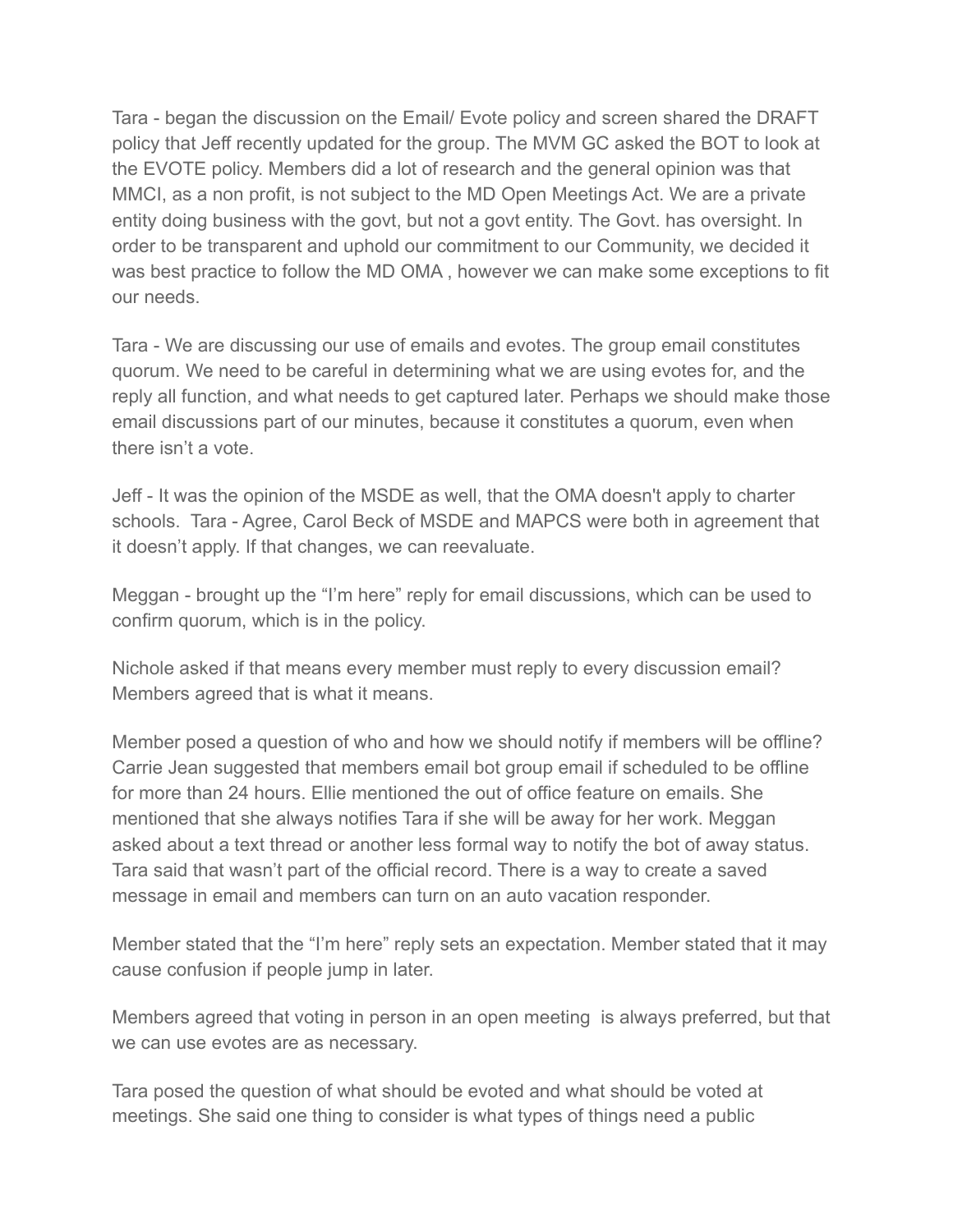Tara - began the discussion on the Email/ Evote policy and screen shared the DRAFT policy that Jeff recently updated for the group. The MVM GC asked the BOT to look at the EVOTE policy. Members did a lot of research and the general opinion was that MMCI, as a non profit, is not subject to the MD Open Meetings Act. We are a private entity doing business with the govt, but not a govt entity. The Govt. has oversight. In order to be transparent and uphold our commitment to our Community, we decided it was best practice to follow the MD OMA , however we can make some exceptions to fit our needs.

Tara - We are discussing our use of emails and evotes. The group email constitutes quorum. We need to be careful in determining what we are using evotes for, and the reply all function, and what needs to get captured later. Perhaps we should make those email discussions part of our minutes, because it constitutes a quorum, even when there isn't a vote.

Jeff - It was the opinion of the MSDE as well, that the OMA doesn't apply to charter schools. Tara - Agree, Carol Beck of MSDE and MAPCS were both in agreement that it doesn't apply. If that changes, we can reevaluate.

Meggan - brought up the "I'm here" reply for email discussions, which can be used to confirm quorum, which is in the policy.

Nichole asked if that means every member must reply to every discussion email? Members agreed that is what it means.

Member posed a question of who and how we should notify if members will be offline? Carrie Jean suggested that members email bot group email if scheduled to be offline for more than 24 hours. Ellie mentioned the out of office feature on emails. She mentioned that she always notifies Tara if she will be away for her work. Meggan asked about a text thread or another less formal way to notify the bot of away status. Tara said that wasn't part of the official record. There is a way to create a saved message in email and members can turn on an auto vacation responder.

Member stated that the "I'm here" reply sets an expectation. Member stated that it may cause confusion if people jump in later.

Members agreed that voting in person in an open meeting is always preferred, but that we can use evotes are as necessary.

Tara posed the question of what should be evoted and what should be voted at meetings. She said one thing to consider is what types of things need a public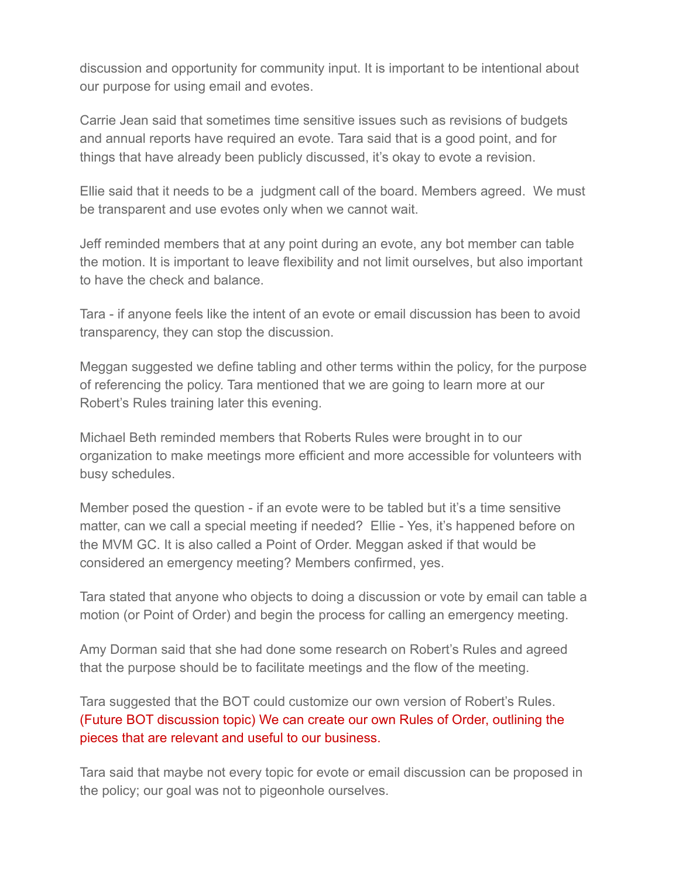discussion and opportunity for community input. It is important to be intentional about our purpose for using email and evotes.

Carrie Jean said that sometimes time sensitive issues such as revisions of budgets and annual reports have required an evote. Tara said that is a good point, and for things that have already been publicly discussed, it's okay to evote a revision.

Ellie said that it needs to be a  judgment call of the board. Members agreed.  We must be transparent and use evotes only when we cannot wait.

Jeff reminded members that at any point during an evote, any bot member can table the motion. It is important to leave flexibility and not limit ourselves, but also important to have the check and balance.

Tara - if anyone feels like the intent of an evote or email discussion has been to avoid transparency, they can stop the discussion.

Meggan suggested we define tabling and other terms within the policy, for the purpose of referencing the policy. Tara mentioned that we are going to learn more at our Robert's Rules training later this evening.

Michael Beth reminded members that Roberts Rules were brought in to our organization to make meetings more efficient and more accessible for volunteers with busy schedules.

Member posed the question - if an evote were to be tabled but it's a time sensitive matter, can we call a special meeting if needed?  Ellie - Yes, it's happened before on the MVM GC. It is also called a Point of Order. Meggan asked if that would be considered an emergency meeting? Members confirmed, yes.

Tara stated that anyone who objects to doing a discussion or vote by email can table a motion (or Point of Order) and begin the process for calling an emergency meeting.

Amy Dorman said that she had done some research on Robert's Rules and agreed that the purpose should be to facilitate meetings and the flow of the meeting.

Tara suggested that the BOT could customize our own version of Robert's Rules. (Future BOT discussion topic) We can create our own Rules of Order, outlining the pieces that are relevant and useful to our business.

Tara said that maybe not every topic for evote or email discussion can be proposed in the policy; our goal was not to pigeonhole ourselves.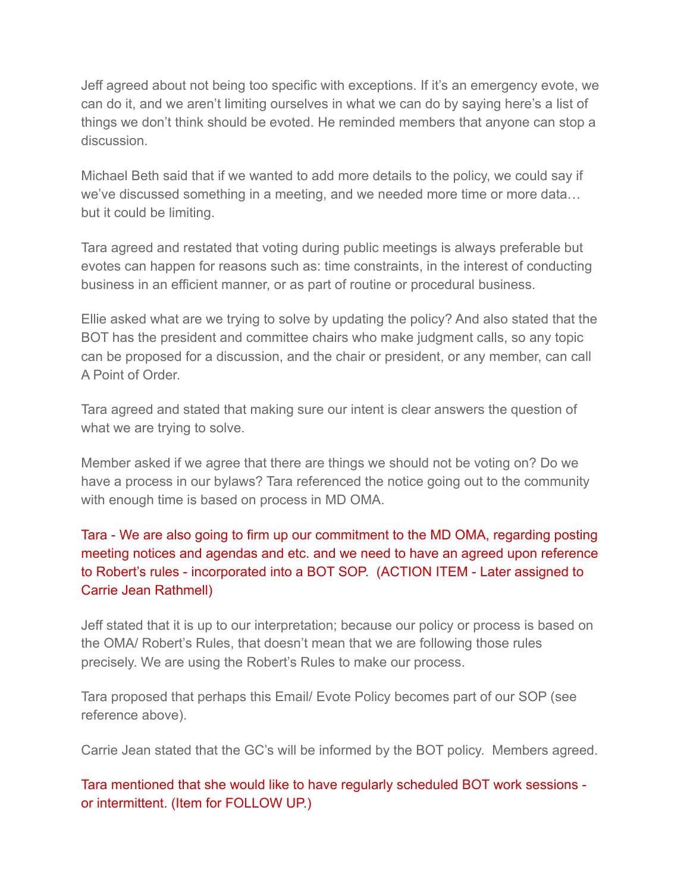Jeff agreed about not being too specific with exceptions. If it's an emergency evote, we can do it, and we aren't limiting ourselves in what we can do by saying here's a list of things we don't think should be evoted. He reminded members that anyone can stop a discussion.

Michael Beth said that if we wanted to add more details to the policy, we could say if we've discussed something in a meeting, and we needed more time or more data… but it could be limiting.

Tara agreed and restated that voting during public meetings is always preferable but evotes can happen for reasons such as: time constraints, in the interest of conducting business in an efficient manner, or as part of routine or procedural business.

Ellie asked what are we trying to solve by updating the policy? And also stated that the BOT has the president and committee chairs who make judgment calls, so any topic can be proposed for a discussion, and the chair or president, or any member, can call A Point of Order.

Tara agreed and stated that making sure our intent is clear answers the question of what we are trying to solve.

Member asked if we agree that there are things we should not be voting on? Do we have a process in our bylaws? Tara referenced the notice going out to the community with enough time is based on process in MD OMA.

Tara - We are also going to firm up our commitment to the MD OMA, regarding posting meeting notices and agendas and etc. and we need to have an agreed upon reference to Robert's rules - incorporated into a BOT SOP. (ACTION ITEM - Later assigned to Carrie Jean Rathmell)

Jeff stated that it is up to our interpretation; because our policy or process is based on the OMA/ Robert's Rules, that doesn't mean that we are following those rules precisely. We are using the Robert's Rules to make our process.

Tara proposed that perhaps this Email/ Evote Policy becomes part of our SOP (see reference above).

Carrie Jean stated that the GC's will be informed by the BOT policy. Members agreed.

Tara mentioned that she would like to have regularly scheduled BOT work sessions - or intermittent. (Item for FOLLOW UP.)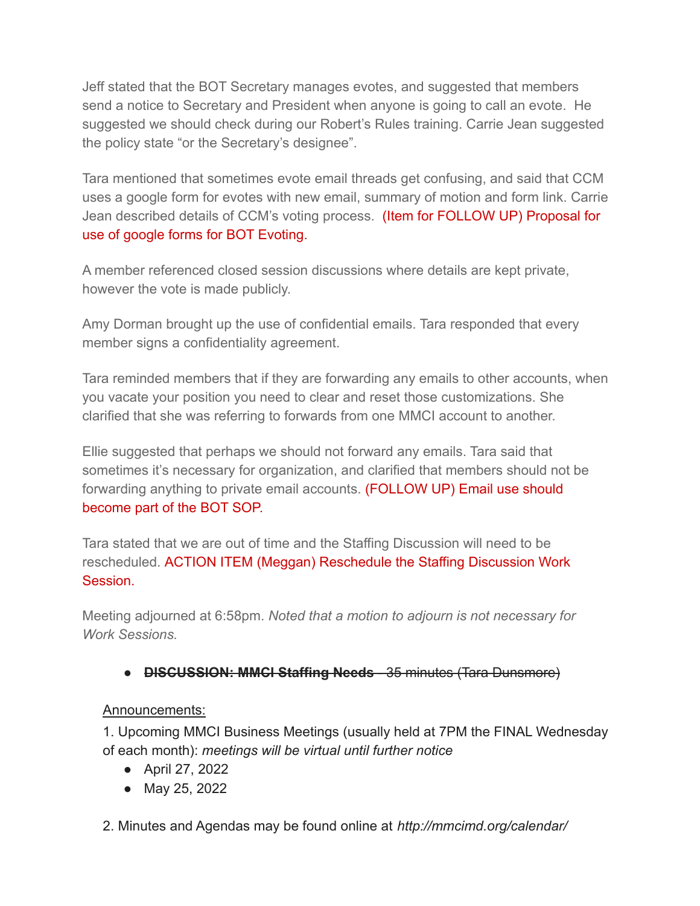Jeff stated that the BOT Secretary manages evotes, and suggested that members send a notice to Secretary and President when anyone is going to call an evote. He suggested we should check during our Robert's Rules training. Carrie Jean suggested the policy state "or the Secretary's designee".

Tara mentioned that sometimes evote email threads get confusing, and said that CCM uses a google form for evotes with new email, summary of motion and form link. Carrie Jean described details of CCM's voting process. (Item for FOLLOW UP) Proposal for use of google forms for BOT Evoting.

A member referenced closed session discussions where details are kept private, however the vote is made publicly.

Amy Dorman brought up the use of confidential emails. Tara responded that every member signs a confidentiality agreement.

Tara reminded members that if they are forwarding any emails to other accounts, when you vacate your position you need to clear and reset those customizations. She clarified that she was referring to forwards from one MMCI account to another.

Ellie suggested that perhaps we should not forward any emails. Tara said that sometimes it's necessary for organization, and clarified that members should not be forwarding anything to private email accounts. (FOLLOW UP) Email use should become part of the BOT SOP.

Tara stated that we are out of time and the Staffing Discussion will need to be rescheduled. ACTION ITEM (Meggan) Reschedule the Staffing Discussion Work Session.

Meeting adjourned at 6:58pm. *Noted that a motion to adjourn is not necessary for Work Sessions.*

- ~~**DISCUSSION: MMCI Staffing Needs** - 35 minutes (Tara Dunsmore)~~

<u>Announcements:</u>

1. Upcoming MMCI Business Meetings (usually held at 7PM the FINAL Wednesday of each month): *meetings will be virtual until further notice*
   - April 27, 2022
   - May 25, 2022

2. Minutes and Agendas may be found online at *http://mmcimd.org/calendar/*